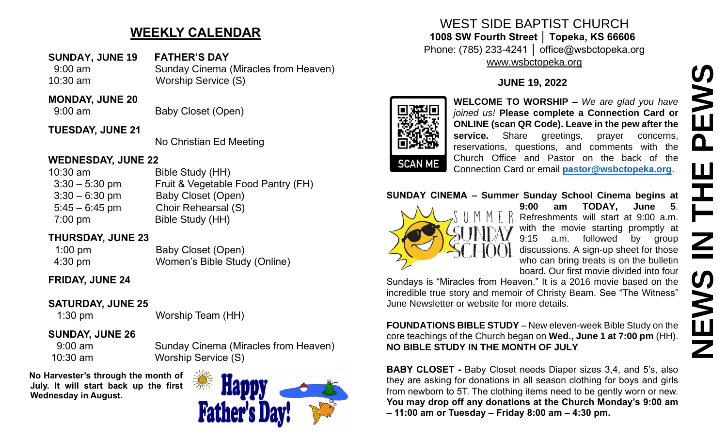## WEEKLY CALENDAR

**SUNDAY, JUNE 19 FATHER'S DAY**
9:00 am Sunday Cinema (Miracles from Heaven)
10:30 am Worship Service (S)

**MONDAY, JUNE 20**
9:00 am Baby Closet (Open)

**TUESDAY, JUNE 21**
No Christian Ed Meeting

**WEDNESDAY, JUNE 22**
10:30 am Bible Study (HH)
3:30 – 5:30 pm Fruit & Vegetable Food Pantry (FH)
3:30 – 6:30 pm Baby Closet (Open)
5:45 – 6:45 pm Choir Rehearsal (S)
7:00 pm Bible Study (HH)

**THURSDAY, JUNE 23**
1:00 pm Baby Closet (Open)
4:30 pm Women's Bible Study (Online)

**FRIDAY, JUNE 24**

**SATURDAY, JUNE 25**
1:30 pm Worship Team (HH)

**SUNDAY, JUNE 26**
9:00 am Sunday Cinema (Miracles from Heaven)
10:30 am Worship Service (S)

**No Harvester's through the month of July. It will start back up the first Wednesday in August.**

Happy Father's Day!

# WEST SIDE BAPTIST CHURCH

**1008 SW Fourth Street │ Topeka, KS 66606**
Phone: (785) 233-4241 │ office@wsbctopeka.org
www.wsbctopeka.org

**JUNE 19, 2022**

SCAN ME

**WELCOME TO WORSHIP –** *We are glad you have joined us!* **Please complete a Connection Card or ONLINE (scan QR Code). Leave in the pew after the service.** Share greetings, prayer concerns, reservations, questions, and comments with the Church Office and Pastor on the back of the Connection Card or email **pastor@wsbctopeka.org**.

**SUNDAY CINEMA – Summer Sunday School Cinema begins at 9:00 am TODAY, June 5**. Refreshments will start at 9:00 a.m. with the movie starting promptly at 9:15 a.m. followed by group discussions. A sign-up sheet for those who can bring treats is on the bulletin board. Our first movie divided into four Sundays is "Miracles from Heaven." It is a 2016 movie based on the incredible true story and memoir of Christy Beam. See "The Witness" June Newsletter or website for more details.

**FOUNDATIONS BIBLE STUDY** – New eleven-week Bible Study on the core teachings of the Church began on **Wed., June 1 at 7:00 pm** (HH). **NO BIBLE STUDY IN THE MONTH OF JULY**

**BABY CLOSET -** Baby Closet needs Diaper sizes 3,4, and 5's, also they are asking for donations in all season clothing for boys and girls from newborn to 5T. The clothing items need to be gently worn or new. **You may drop off any donations at the Church Monday's 9:00 am – 11:00 am or Tuesday – Friday 8:00 am – 4:30 pm.**

**NEWS IN THE PEWS**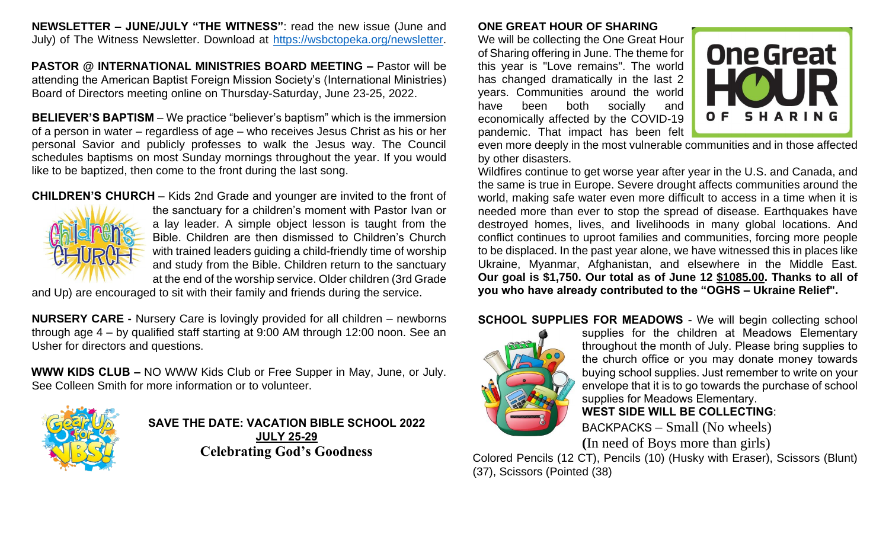**NEWSLETTER – JUNE/JULY "THE WITNESS"**: read the new issue (June and July) of The Witness Newsletter. Download at https://wsbctopeka.org/newsletter.

**PASTOR @ INTERNATIONAL MINISTRIES BOARD MEETING –** Pastor will be attending the American Baptist Foreign Mission Society's (International Ministries) Board of Directors meeting online on Thursday-Saturday, June 23-25, 2022.

**BELIEVER'S BAPTISM** – We practice "believer's baptism" which is the immersion of a person in water – regardless of age – who receives Jesus Christ as his or her personal Savior and publicly professes to walk the Jesus way. The Council schedules baptisms on most Sunday mornings throughout the year. If you would like to be baptized, then come to the front during the last song.

**CHILDREN'S CHURCH** – Kids 2nd Grade and younger are invited to the front of the sanctuary for a children's moment with Pastor Ivan or a lay leader. A simple object lesson is taught from the Bible. Children are then dismissed to Children's Church with trained leaders guiding a child-friendly time of worship and study from the Bible. Children return to the sanctuary at the end of the worship service. Older children (3rd Grade and Up) are encouraged to sit with their family and friends during the service.

**NURSERY CARE -** Nursery Care is lovingly provided for all children – newborns through age 4 – by qualified staff starting at 9:00 AM through 12:00 noon. See an Usher for directors and questions.

**WWW KIDS CLUB –** NO WWW Kids Club or Free Supper in May, June, or July. See Colleen Smith for more information or to volunteer.

**SAVE THE DATE: VACATION BIBLE SCHOOL 2022**
**JULY 25-29**
**Celebrating God's Goodness**

**ONE GREAT HOUR OF SHARING**

We will be collecting the One Great Hour of Sharing offering in June. The theme for this year is "Love remains". The world has changed dramatically in the last 2 years. Communities around the world have been both socially and economically affected by the COVID-19 pandemic. That impact has been felt even more deeply in the most vulnerable communities and in those affected by other disasters.

Wildfires continue to get worse year after year in the U.S. and Canada, and the same is true in Europe. Severe drought affects communities around the world, making safe water even more difficult to access in a time when it is needed more than ever to stop the spread of disease. Earthquakes have destroyed homes, lives, and livelihoods in many global locations. And conflict continues to uproot families and communities, forcing more people to be displaced. In the past year alone, we have witnessed this in places like Ukraine, Myanmar, Afghanistan, and elsewhere in the Middle East. **Our goal is $1,750. Our total as of June 12 $1085.00. Thanks to all of you who have already contributed to the "OGHS – Ukraine Relief".**

**SCHOOL SUPPLIES FOR MEADOWS** - We will begin collecting school supplies for the children at Meadows Elementary throughout the month of July. Please bring supplies to the church office or you may donate money towards buying school supplies. Just remember to write on your envelope that it is to go towards the purchase of school supplies for Meadows Elementary.

**WEST SIDE WILL BE COLLECTING**:

BACKPACKS – Small (No wheels)
(In need of Boys more than girls)

Colored Pencils (12 CT), Pencils (10) (Husky with Eraser), Scissors (Blunt) (37), Scissors (Pointed (38)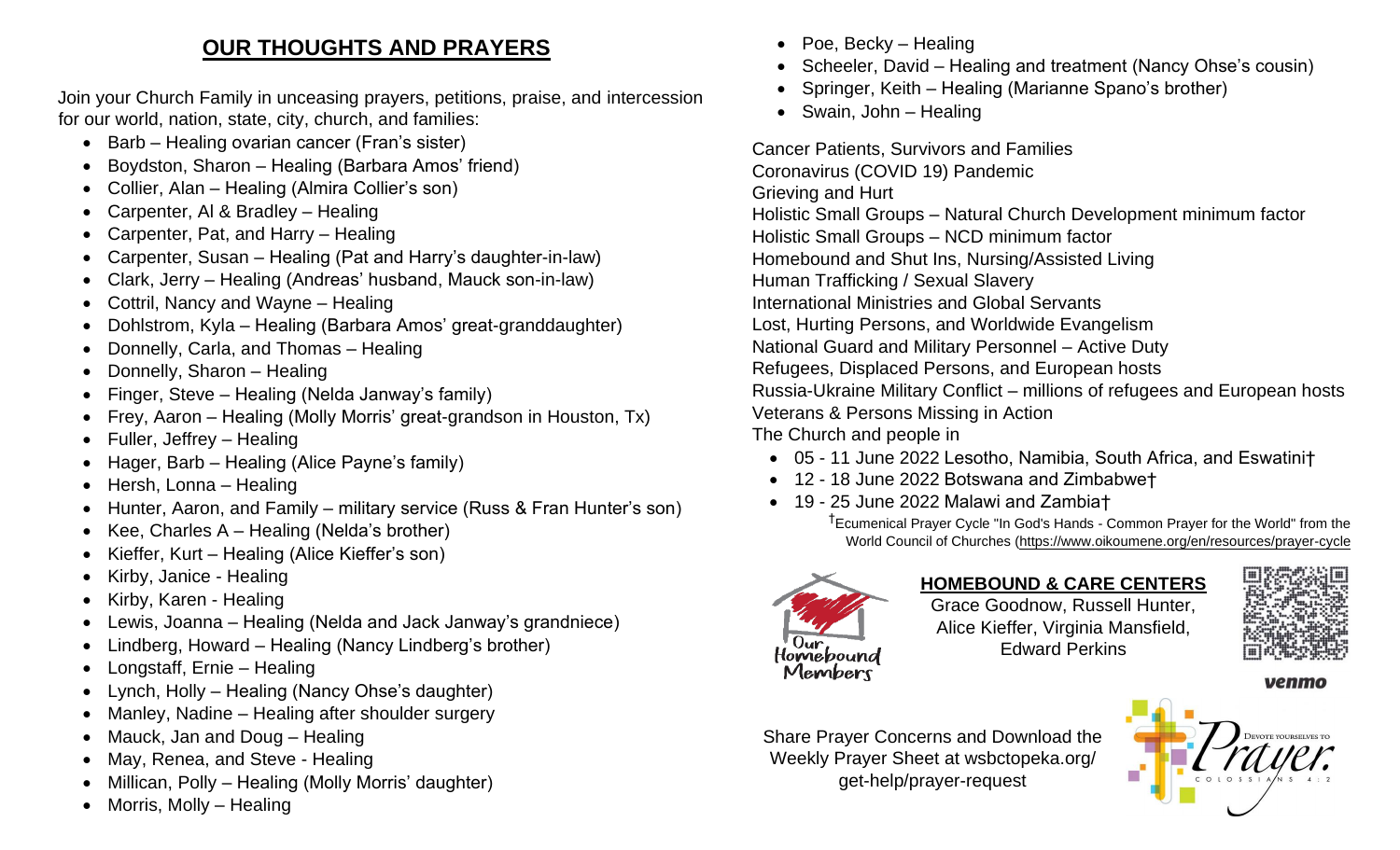## OUR THOUGHTS AND PRAYERS

Join your Church Family in unceasing prayers, petitions, praise, and intercession for our world, nation, state, city, church, and families:

- Barb – Healing ovarian cancer (Fran's sister)
- Boydston, Sharon – Healing (Barbara Amos' friend)
- Collier, Alan – Healing (Almira Collier's son)
- Carpenter, Al & Bradley – Healing
- Carpenter, Pat, and Harry – Healing
- Carpenter, Susan – Healing (Pat and Harry's daughter-in-law)
- Clark, Jerry – Healing (Andreas' husband, Mauck son-in-law)
- Cottril, Nancy and Wayne – Healing
- Dohlstrom, Kyla – Healing (Barbara Amos' great-granddaughter)
- Donnelly, Carla, and Thomas – Healing
- Donnelly, Sharon – Healing
- Finger, Steve – Healing (Nelda Janway's family)
- Frey, Aaron – Healing (Molly Morris' great-grandson in Houston, Tx)
- Fuller, Jeffrey – Healing
- Hager, Barb – Healing (Alice Payne's family)
- Hersh, Lonna – Healing
- Hunter, Aaron, and Family – military service (Russ & Fran Hunter's son)
- Kee, Charles A – Healing (Nelda's brother)
- Kieffer, Kurt – Healing (Alice Kieffer's son)
- Kirby, Janice - Healing
- Kirby, Karen - Healing
- Lewis, Joanna – Healing (Nelda and Jack Janway's grandniece)
- Lindberg, Howard – Healing (Nancy Lindberg's brother)
- Longstaff, Ernie – Healing
- Lynch, Holly – Healing (Nancy Ohse's daughter)
- Manley, Nadine – Healing after shoulder surgery
- Mauck, Jan and Doug – Healing
- May, Renea, and Steve - Healing
- Millican, Polly – Healing (Molly Morris' daughter)
- Morris, Molly – Healing
- Poe, Becky – Healing
- Scheeler, David – Healing and treatment (Nancy Ohse's cousin)
- Springer, Keith – Healing (Marianne Spano's brother)
- Swain, John – Healing

Cancer Patients, Survivors and Families
Coronavirus (COVID 19) Pandemic
Grieving and Hurt
Holistic Small Groups – Natural Church Development minimum factor
Holistic Small Groups – NCD minimum factor
Homebound and Shut Ins, Nursing/Assisted Living
Human Trafficking / Sexual Slavery
International Ministries and Global Servants
Lost, Hurting Persons, and Worldwide Evangelism
National Guard and Military Personnel – Active Duty
Refugees, Displaced Persons, and European hosts
Russia-Ukraine Military Conflict – millions of refugees and European hosts
Veterans & Persons Missing in Action
The Church and people in

- 05 - 11 June 2022 Lesotho, Namibia, South Africa, and Eswatini†
- 12 - 18 June 2022 Botswana and Zimbabwe†
- 19 - 25 June 2022 Malawi and Zambia†

†Ecumenical Prayer Cycle "In God's Hands - Common Prayer for the World" from the World Council of Churches (https://www.oikoumene.org/en/resources/prayer-cycle

Our Homebound Members

**HOMEBOUND & CARE CENTERS**

Grace Goodnow, Russell Hunter, Alice Kieffer, Virginia Mansfield, Edward Perkins

venmo

Share Prayer Concerns and Download the Weekly Prayer Sheet at wsbctopeka.org/get-help/prayer-request

DEVOTE YOURSELVES TO Prayer. COLOSSIANS 4:2